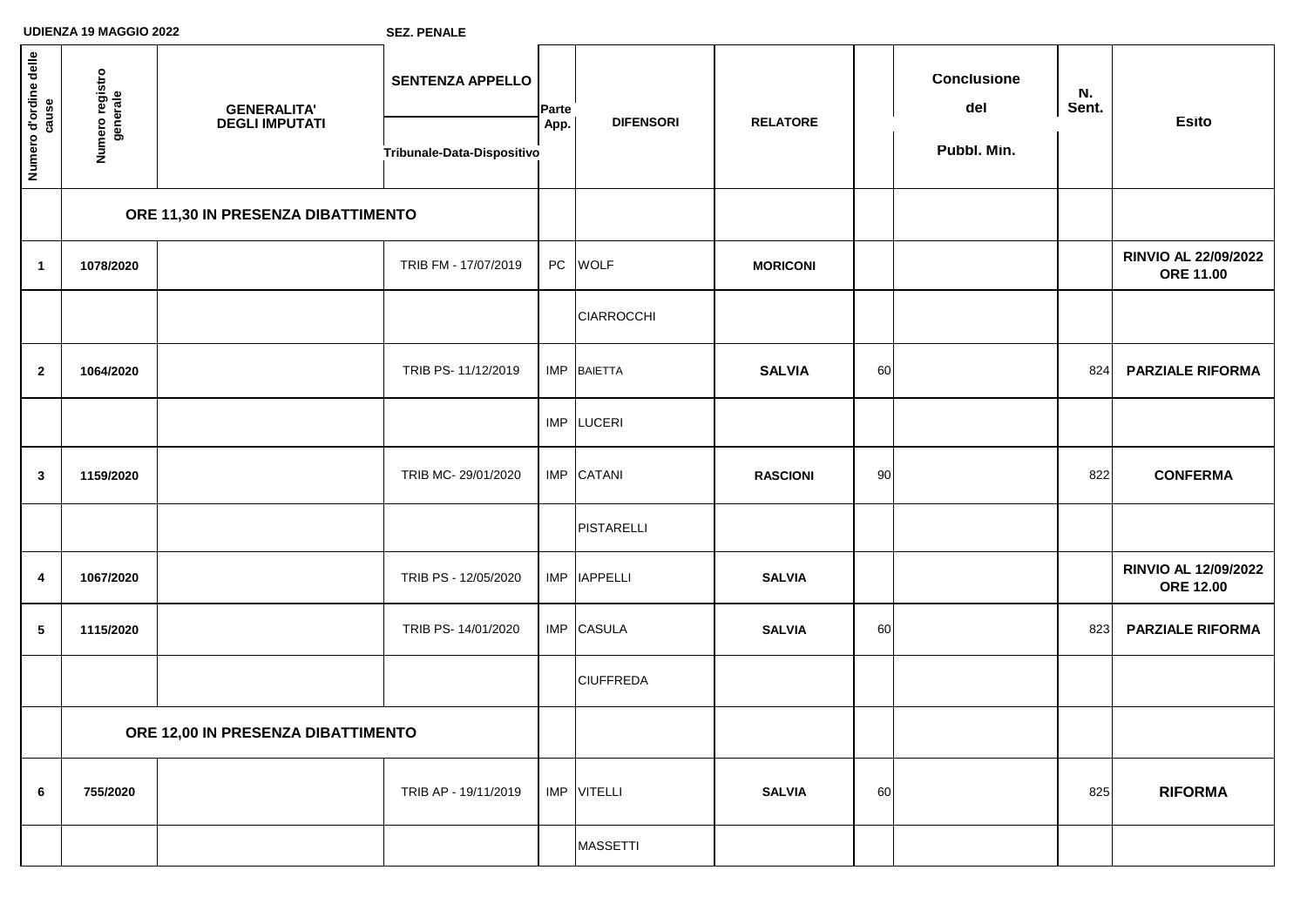**UDIENZA 19 MAGGIO 2022** **SEZ. PENALE**

| Numero d'ordine delle cause | Numero registro generale | GENERALITA' DEGLI IMPUTATI | SENTENZA APPELLO Tribunale-Data-Dispositivo | Parte App. | DIFENSORI | RELATORE | | Conclusione del Pubbl. Min. | N. Sent. | Esito |
|---|---|---|---|---|---|---|---|---|---|---|
| | ORE 11,30 IN PRESENZA DIBATTIMENTO | | | | | | | | | |
| 1 | 1078/2020 | | TRIB FM - 17/07/2019 | PC | WOLF | MORICONI | | | | RINVIO AL 22/09/2022 ORE 11.00 |
| | | | | | CIARROCCHI | | | | | |
| 2 | 1064/2020 | | TRIB PS- 11/12/2019 | IMP | BAIETTA | SALVIA | 60 | | 824 | PARZIALE RIFORMA |
| | | | | IMP | LUCERI | | | | | |
| 3 | 1159/2020 | | TRIB MC- 29/01/2020 | IMP | CATANI | RASCIONI | 90 | | 822 | CONFERMA |
| | | | | | PISTARELLI | | | | | |
| 4 | 1067/2020 | | TRIB PS - 12/05/2020 | IMP | IAPPELLI | SALVIA | | | | RINVIO AL 12/09/2022 ORE 12.00 |
| 5 | 1115/2020 | | TRIB PS- 14/01/2020 | IMP | CASULA | SALVIA | 60 | | 823 | PARZIALE RIFORMA |
| | | | | | CIUFFREDA | | | | | |
| | ORE 12,00 IN PRESENZA DIBATTIMENTO | | | | | | | | | |
| 6 | 755/2020 | | TRIB AP - 19/11/2019 | IMP | VITELLI | SALVIA | 60 | | 825 | RIFORMA |
| | | | | | MASSETTI | | | | | |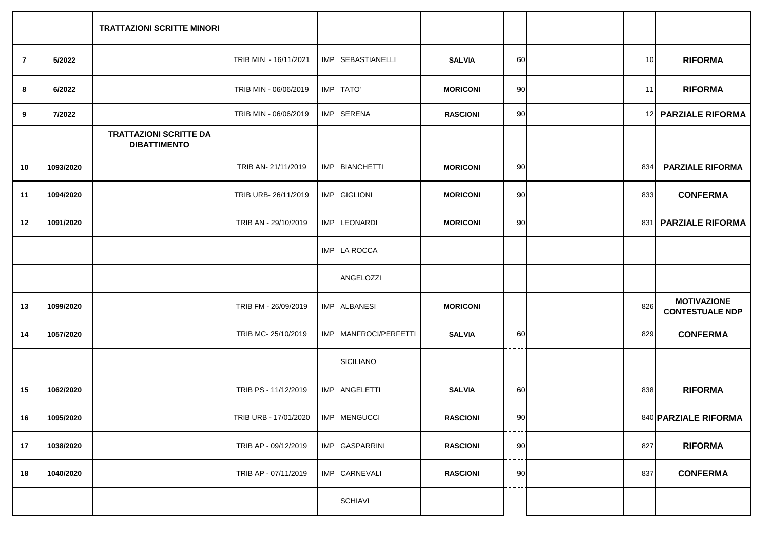| | | | | | | | | | | |
|---|---|---|---|---|---|---|---|---|---|---|
| | | **TRATTAZIONI SCRITTE MINORI** | | | | | | | | |
| **7** | **5/2022** | | TRIB MIN - 16/11/2021 | IMP | SEBASTIANELLI | **SALVIA** | 60 | | 10 | **RIFORMA** |
| **8** | **6/2022** | | TRIB MIN - 06/06/2019 | IMP | TATO' | **MORICONI** | 90 | | 11 | **RIFORMA** |
| **9** | **7/2022** | | TRIB MIN - 06/06/2019 | IMP | SERENA | **RASCIONI** | 90 | | 12 | **PARZIALE RIFORMA** |
| | | **TRATTAZIONI SCRITTE DA DIBATTIMENTO** | | | | | | | | |
| **10** | **1093/2020** | | TRIB AN- 21/11/2019 | IMP | BIANCHETTI | **MORICONI** | 90 | | 834 | **PARZIALE RIFORMA** |
| **11** | **1094/2020** | | TRIB URB- 26/11/2019 | IMP | GIGLIONI | **MORICONI** | 90 | | 833 | **CONFERMA** |
| **12** | **1091/2020** | | TRIB AN - 29/10/2019 | IMP | LEONARDI | **MORICONI** | 90 | | 831 | **PARZIALE RIFORMA** |
| | | | | IMP | LA ROCCA | | | | | |
| | | | | | ANGELOZZI | | | | | |
| **13** | **1099/2020** | | TRIB FM - 26/09/2019 | IMP | ALBANESI | **MORICONI** | | | 826 | **MOTIVAZIONE CONTESTUALE NDP** |
| **14** | **1057/2020** | | TRIB MC- 25/10/2019 | IMP | MANFROCI/PERFETTI | **SALVIA** | 60 | | 829 | **CONFERMA** |
| | | | | | SICILIANO | | | | | |
| **15** | **1062/2020** | | TRIB PS - 11/12/2019 | IMP | ANGELETTI | **SALVIA** | 60 | | 838 | **RIFORMA** |
| **16** | **1095/2020** | | TRIB URB - 17/01/2020 | IMP | MENGUCCI | **RASCIONI** | 90 | | 840 | **PARZIALE RIFORMA** |
| **17** | **1038/2020** | | TRIB AP - 09/12/2019 | IMP | GASPARRINI | **RASCIONI** | 90 | | 827 | **RIFORMA** |
| **18** | **1040/2020** | | TRIB AP - 07/11/2019 | IMP | CARNEVALI | **RASCIONI** | 90 | | 837 | **CONFERMA** |
| | | | | | SCHIAVI | | | | | |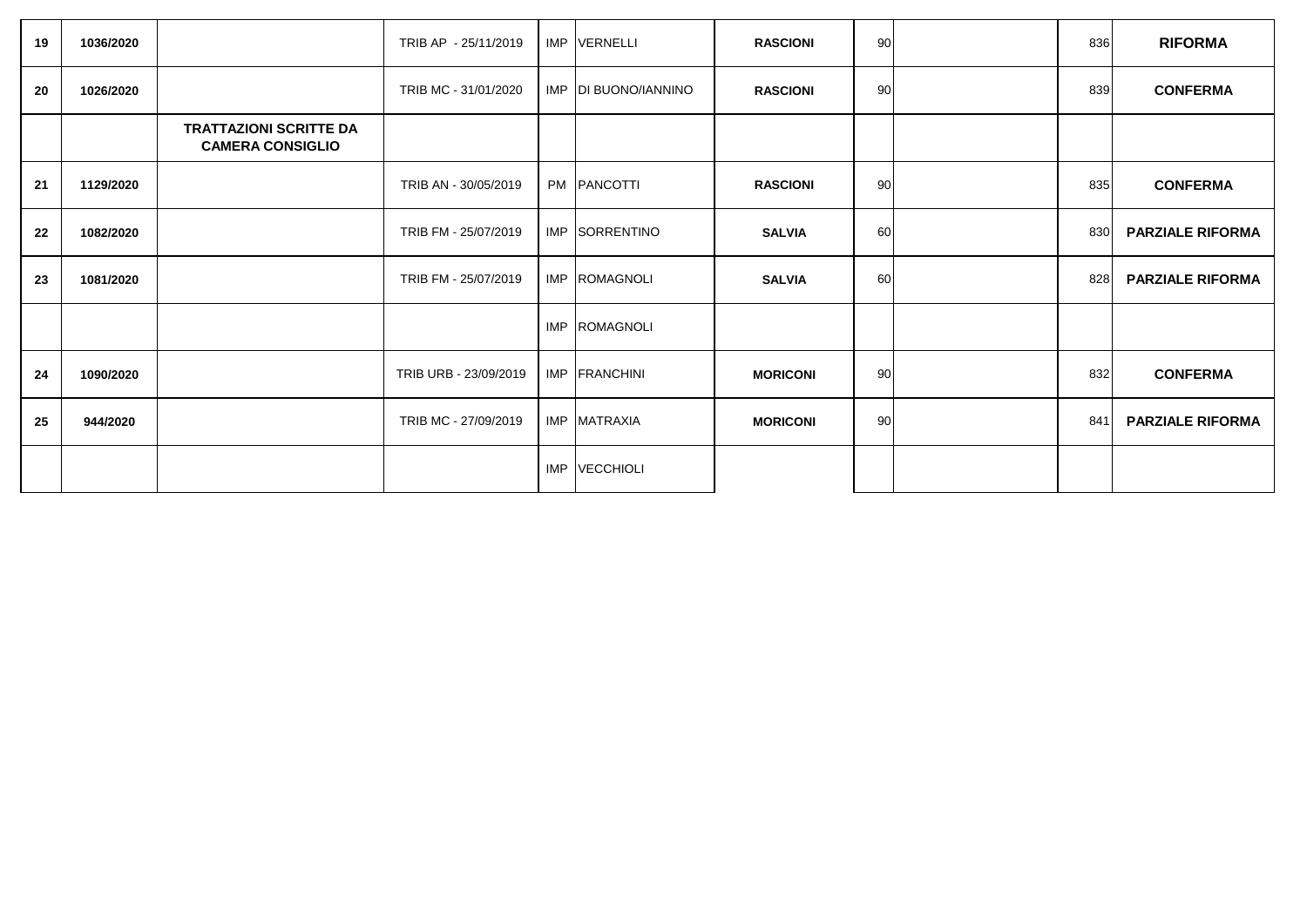| | | | | | | | | | | |
|---|---|---|---|---|---|---|---|---|---|---|
| **19** | **1036/2020** | | TRIB AP - 25/11/2019 | IMP | VERNELLI | **RASCIONI** | 90 | | 836 | **RIFORMA** |
| **20** | **1026/2020** | | TRIB MC - 31/01/2020 | IMP | DI BUONO/IANNINO | **RASCIONI** | 90 | | 839 | **CONFERMA** |
| | | **TRATTAZIONI SCRITTE DA CAMERA CONSIGLIO** | | | | | | | | |
| **21** | **1129/2020** | | TRIB AN - 30/05/2019 | PM | PANCOTTI | **RASCIONI** | 90 | | 835 | **CONFERMA** |
| **22** | **1082/2020** | | TRIB FM - 25/07/2019 | IMP | SORRENTINO | **SALVIA** | 60 | | 830 | **PARZIALE RIFORMA** |
| **23** | **1081/2020** | | TRIB FM - 25/07/2019 | IMP | ROMAGNOLI | **SALVIA** | 60 | | 828 | **PARZIALE RIFORMA** |
| | | | | IMP | ROMAGNOLI | | | | | |
| **24** | **1090/2020** | | TRIB URB - 23/09/2019 | IMP | FRANCHINI | **MORICONI** | 90 | | 832 | **CONFERMA** |
| **25** | **944/2020** | | TRIB MC - 27/09/2019 | IMP | MATRAXIA | **MORICONI** | 90 | | 841 | **PARZIALE RIFORMA** |
| | | | | IMP | VECCHIOLI | | | | | |